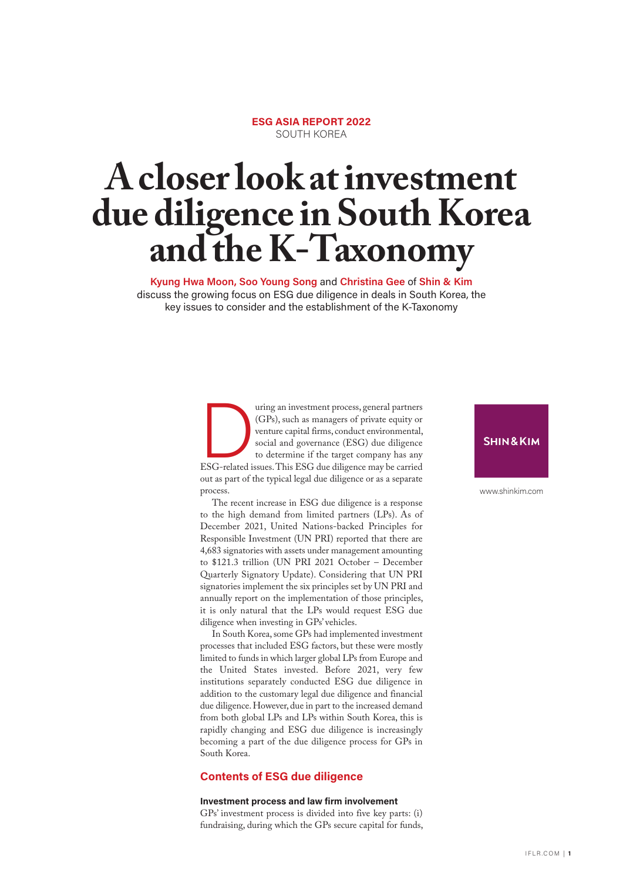**ESG ASIA REPORT 2022**
SOUTH KOREA

# A closer look at investment due diligence in South Korea and the K-Taxonomy

**Kyung Hwa Moon, Soo Young Song** and **Christina Gee** of **Shin & Kim** discuss the growing focus on ESG due diligence in deals in South Korea, the key issues to consider and the establishment of the K-Taxonomy

SHIN&KIM

www.shinkim.com

During an investment process, general partners (GPs), such as managers of private equity or venture capital firms, conduct environmental, social and governance (ESG) due diligence to determine if the target company has any ESG-related issues. This ESG due diligence may be carried out as part of the typical legal due diligence or as a separate process.

The recent increase in ESG due diligence is a response to the high demand from limited partners (LPs). As of December 2021, United Nations-backed Principles for Responsible Investment (UN PRI) reported that there are 4,683 signatories with assets under management amounting to $121.3 trillion (UN PRI 2021 October – December Quarterly Signatory Update). Considering that UN PRI signatories implement the six principles set by UN PRI and annually report on the implementation of those principles, it is only natural that the LPs would request ESG due diligence when investing in GPs' vehicles.

In South Korea, some GPs had implemented investment processes that included ESG factors, but these were mostly limited to funds in which larger global LPs from Europe and the United States invested. Before 2021, very few institutions separately conducted ESG due diligence in addition to the customary legal due diligence and financial due diligence. However, due in part to the increased demand from both global LPs and LPs within South Korea, this is rapidly changing and ESG due diligence is increasingly becoming a part of the due diligence process for GPs in South Korea.

## Contents of ESG due diligence

### Investment process and law firm involvement

GPs' investment process is divided into five key parts: (i) fundraising, during which the GPs secure capital for funds,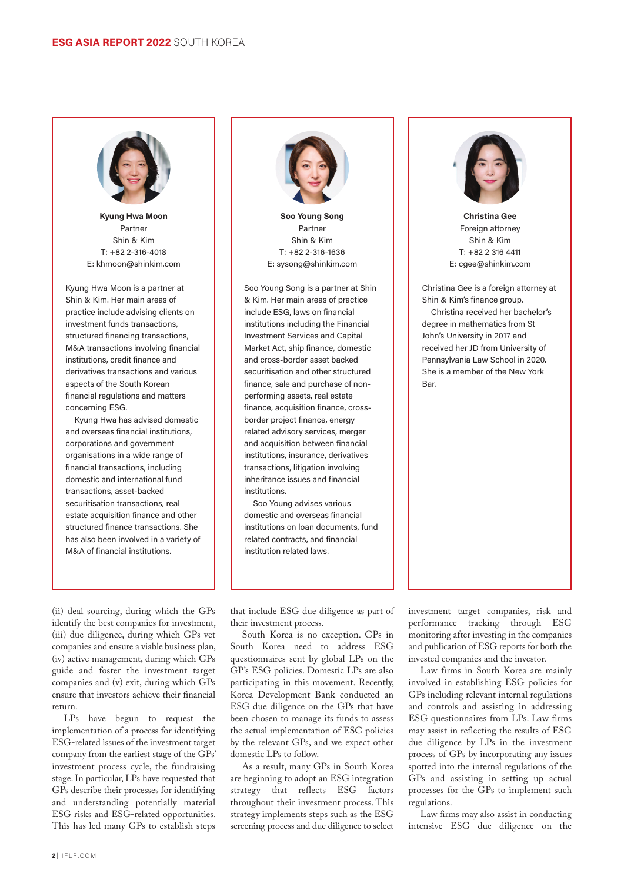**Kyung Hwa Moon**
Partner
Shin & Kim
T: +82 2-316-4018
E: khmoon@shinkim.com

Kyung Hwa Moon is a partner at Shin & Kim. Her main areas of practice include advising clients on investment funds transactions, structured financing transactions, M&A transactions involving financial institutions, credit finance and derivatives transactions and various aspects of the South Korean financial regulations and matters concerning ESG.

Kyung Hwa has advised domestic and overseas financial institutions, corporations and government organisations in a wide range of financial transactions, including domestic and international fund transactions, asset-backed securitisation transactions, real estate acquisition finance and other structured finance transactions. She has also been involved in a variety of M&A of financial institutions.

**Soo Young Song**
Partner
Shin & Kim
T: +82 2-316-1636
E: sysong@shinkim.com

Soo Young Song is a partner at Shin & Kim. Her main areas of practice include ESG, laws on financial institutions including the Financial Investment Services and Capital Market Act, ship finance, domestic and cross-border asset backed securitisation and other structured finance, sale and purchase of non-performing assets, real estate finance, acquisition finance, cross-border project finance, energy related advisory services, merger and acquisition between financial institutions, insurance, derivatives transactions, litigation involving inheritance issues and financial institutions.

Soo Young advises various domestic and overseas financial institutions on loan documents, fund related contracts, and financial institution related laws.

**Christina Gee**
Foreign attorney
Shin & Kim
T: +82 2 316 4411
E: cgee@shinkim.com

Christina Gee is a foreign attorney at Shin & Kim's finance group.

Christina received her bachelor's degree in mathematics from St John's University in 2017 and received her JD from University of Pennsylvania Law School in 2020. She is a member of the New York Bar.

(ii) deal sourcing, during which the GPs identify the best companies for investment, (iii) due diligence, during which GPs vet companies and ensure a viable business plan, (iv) active management, during which GPs guide and foster the investment target companies and (v) exit, during which GPs ensure that investors achieve their financial return.

LPs have begun to request the implementation of a process for identifying ESG-related issues of the investment target company from the earliest stage of the GPs' investment process cycle, the fundraising stage. In particular, LPs have requested that GPs describe their processes for identifying and understanding potentially material ESG risks and ESG-related opportunities. This has led many GPs to establish steps that include ESG due diligence as part of their investment process.

South Korea is no exception. GPs in South Korea need to address ESG questionnaires sent by global LPs on the GP's ESG policies. Domestic LPs are also participating in this movement. Recently, Korea Development Bank conducted an ESG due diligence on the GPs that have been chosen to manage its funds to assess the actual implementation of ESG policies by the relevant GPs, and we expect other domestic LPs to follow.

As a result, many GPs in South Korea are beginning to adopt an ESG integration strategy that reflects ESG factors throughout their investment process. This strategy implements steps such as the ESG screening process and due diligence to select investment target companies, risk and performance tracking through ESG monitoring after investing in the companies and publication of ESG reports for both the invested companies and the investor.

Law firms in South Korea are mainly involved in establishing ESG policies for GPs including relevant internal regulations and controls and assisting in addressing ESG questionnaires from LPs. Law firms may assist in reflecting the results of ESG due diligence by LPs in the investment process of GPs by incorporating any issues spotted into the internal regulations of the GPs and assisting in setting up actual processes for the GPs to implement such regulations.

Law firms may also assist in conducting intensive ESG due diligence on the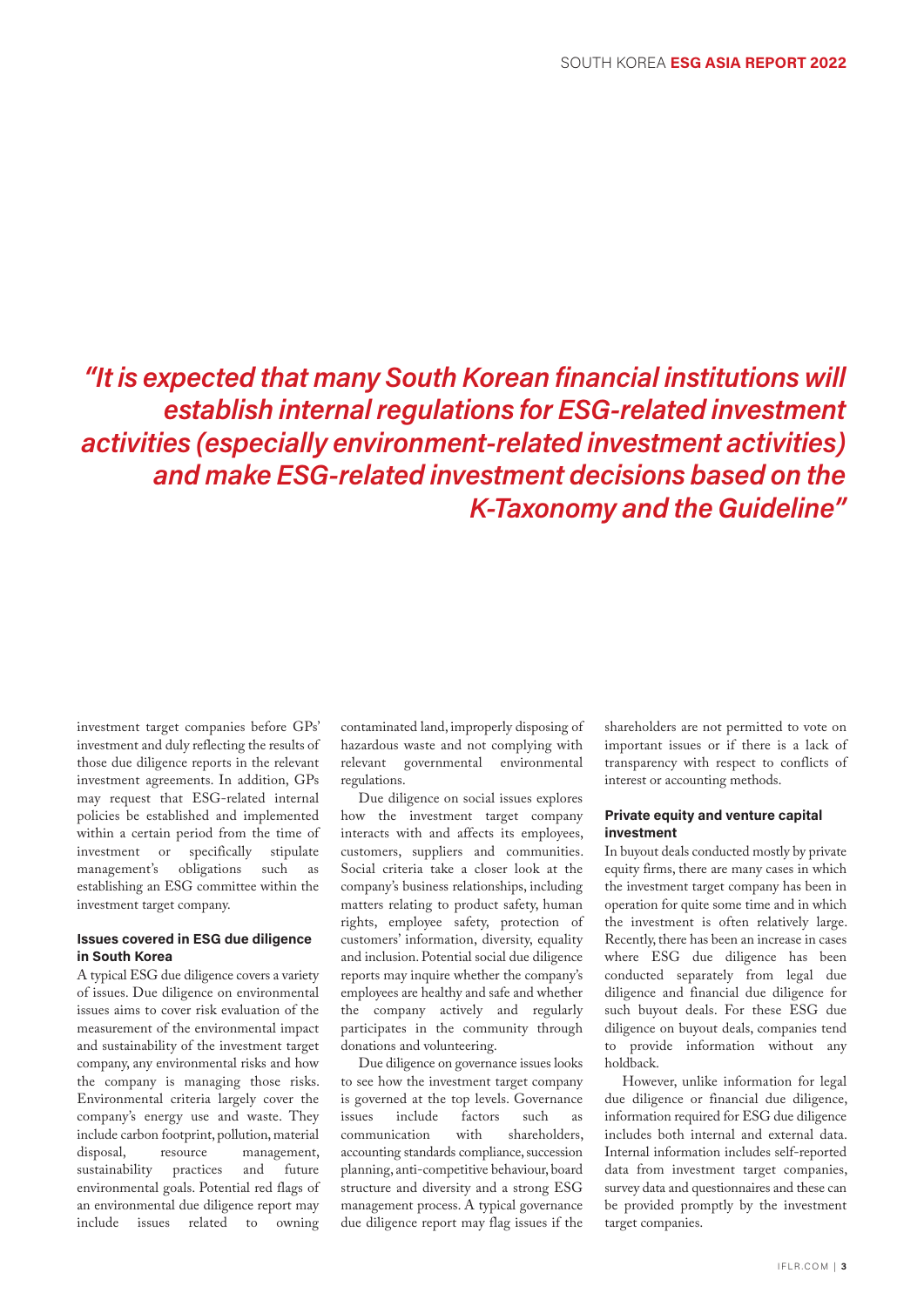*"It is expected that many South Korean financial institutions will establish internal regulations for ESG-related investment activities (especially environment-related investment activities) and make ESG-related investment decisions based on the K-Taxonomy and the Guideline"*

investment target companies before GPs' investment and duly reflecting the results of those due diligence reports in the relevant investment agreements. In addition, GPs may request that ESG-related internal policies be established and implemented within a certain period from the time of investment or specifically stipulate management's obligations such as establishing an ESG committee within the investment target company.

### Issues covered in ESG due diligence in South Korea

A typical ESG due diligence covers a variety of issues. Due diligence on environmental issues aims to cover risk evaluation of the measurement of the environmental impact and sustainability of the investment target company, any environmental risks and how the company is managing those risks. Environmental criteria largely cover the company's energy use and waste. They include carbon footprint, pollution, material disposal, resource management, sustainability practices and future environmental goals. Potential red flags of an environmental due diligence report may include issues related to owning contaminated land, improperly disposing of hazardous waste and not complying with relevant governmental environmental regulations.

Due diligence on social issues explores how the investment target company interacts with and affects its employees, customers, suppliers and communities. Social criteria take a closer look at the company's business relationships, including matters relating to product safety, human rights, employee safety, protection of customers' information, diversity, equality and inclusion. Potential social due diligence reports may inquire whether the company's employees are healthy and safe and whether the company actively and regularly participates in the community through donations and volunteering.

Due diligence on governance issues looks to see how the investment target company is governed at the top levels. Governance issues include factors such as communication with shareholders, accounting standards compliance, succession planning, anti-competitive behaviour, board structure and diversity and a strong ESG management process. A typical governance due diligence report may flag issues if the shareholders are not permitted to vote on important issues or if there is a lack of transparency with respect to conflicts of interest or accounting methods.

### Private equity and venture capital investment

In buyout deals conducted mostly by private equity firms, there are many cases in which the investment target company has been in operation for quite some time and in which the investment is often relatively large. Recently, there has been an increase in cases where ESG due diligence has been conducted separately from legal due diligence and financial due diligence for such buyout deals. For these ESG due diligence on buyout deals, companies tend to provide information without any holdback.

However, unlike information for legal due diligence or financial due diligence, information required for ESG due diligence includes both internal and external data. Internal information includes self-reported data from investment target companies, survey data and questionnaires and these can be provided promptly by the investment target companies.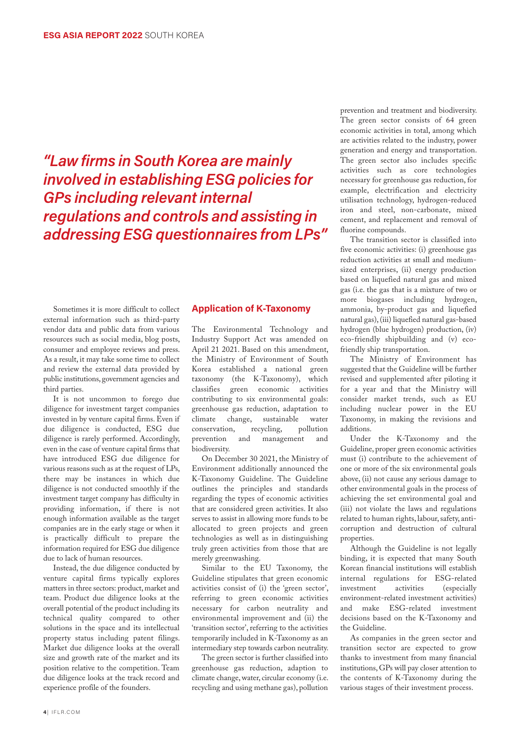*"Law firms in South Korea are mainly involved in establishing ESG policies for GPs including relevant internal regulations and controls and assisting in addressing ESG questionnaires from LPs"*

Sometimes it is more difficult to collect external information such as third-party vendor data and public data from various resources such as social media, blog posts, consumer and employee reviews and press. As a result, it may take some time to collect and review the external data provided by public institutions, government agencies and third parties.

It is not uncommon to forego due diligence for investment target companies invested in by venture capital firms. Even if due diligence is conducted, ESG due diligence is rarely performed. Accordingly, even in the case of venture capital firms that have introduced ESG due diligence for various reasons such as at the request of LPs, there may be instances in which due diligence is not conducted smoothly if the investment target company has difficulty in providing information, if there is not enough information available as the target companies are in the early stage or when it is practically difficult to prepare the information required for ESG due diligence due to lack of human resources.

Instead, the due diligence conducted by venture capital firms typically explores matters in three sectors: product, market and team. Product due diligence looks at the overall potential of the product including its technical quality compared to other solutions in the space and its intellectual property status including patent filings. Market due diligence looks at the overall size and growth rate of the market and its position relative to the competition. Team due diligence looks at the track record and experience profile of the founders.

## Application of K-Taxonomy

The Environmental Technology and Industry Support Act was amended on April 21 2021. Based on this amendment, the Ministry of Environment of South Korea established a national green taxonomy (the K-Taxonomy), which classifies green economic activities contributing to six environmental goals: greenhouse gas reduction, adaptation to climate change, sustainable water conservation, recycling, pollution prevention and management and biodiversity.

On December 30 2021, the Ministry of Environment additionally announced the K-Taxonomy Guideline. The Guideline outlines the principles and standards regarding the types of economic activities that are considered green activities. It also serves to assist in allowing more funds to be allocated to green projects and green technologies as well as in distinguishing truly green activities from those that are merely greenwashing.

Similar to the EU Taxonomy, the Guideline stipulates that green economic activities consist of (i) the 'green sector', referring to green economic activities necessary for carbon neutrality and environmental improvement and (ii) the 'transition sector', referring to the activities temporarily included in K-Taxonomy as an intermediary step towards carbon neutrality.

The green sector is further classified into greenhouse gas reduction, adaption to climate change, water, circular economy (i.e. recycling and using methane gas), pollution prevention and treatment and biodiversity. The green sector consists of 64 green economic activities in total, among which are activities related to the industry, power generation and energy and transportation. The green sector also includes specific activities such as core technologies necessary for greenhouse gas reduction, for example, electrification and electricity utilisation technology, hydrogen-reduced iron and steel, non-carbonate, mixed cement, and replacement and removal of fluorine compounds.

The transition sector is classified into five economic activities: (i) greenhouse gas reduction activities at small and medium-sized enterprises, (ii) energy production based on liquefied natural gas and mixed gas (i.e. the gas that is a mixture of two or more biogases including hydrogen, ammonia, by-product gas and liquefied natural gas), (iii) liquefied natural gas-based hydrogen (blue hydrogen) production, (iv) eco-friendly shipbuilding and (v) eco-friendly ship transportation.

The Ministry of Environment has suggested that the Guideline will be further revised and supplemented after piloting it for a year and that the Ministry will consider market trends, such as EU including nuclear power in the EU Taxonomy, in making the revisions and additions.

Under the K-Taxonomy and the Guideline, proper green economic activities must (i) contribute to the achievement of one or more of the six environmental goals above, (ii) not cause any serious damage to other environmental goals in the process of achieving the set environmental goal and (iii) not violate the laws and regulations related to human rights, labour, safety, anti-corruption and destruction of cultural properties.

Although the Guideline is not legally binding, it is expected that many South Korean financial institutions will establish internal regulations for ESG-related investment activities (especially environment-related investment activities) and make ESG-related investment decisions based on the K-Taxonomy and the Guideline.

As companies in the green sector and transition sector are expected to grow thanks to investment from many financial institutions, GPs will pay closer attention to the contents of K-Taxonomy during the various stages of their investment process.